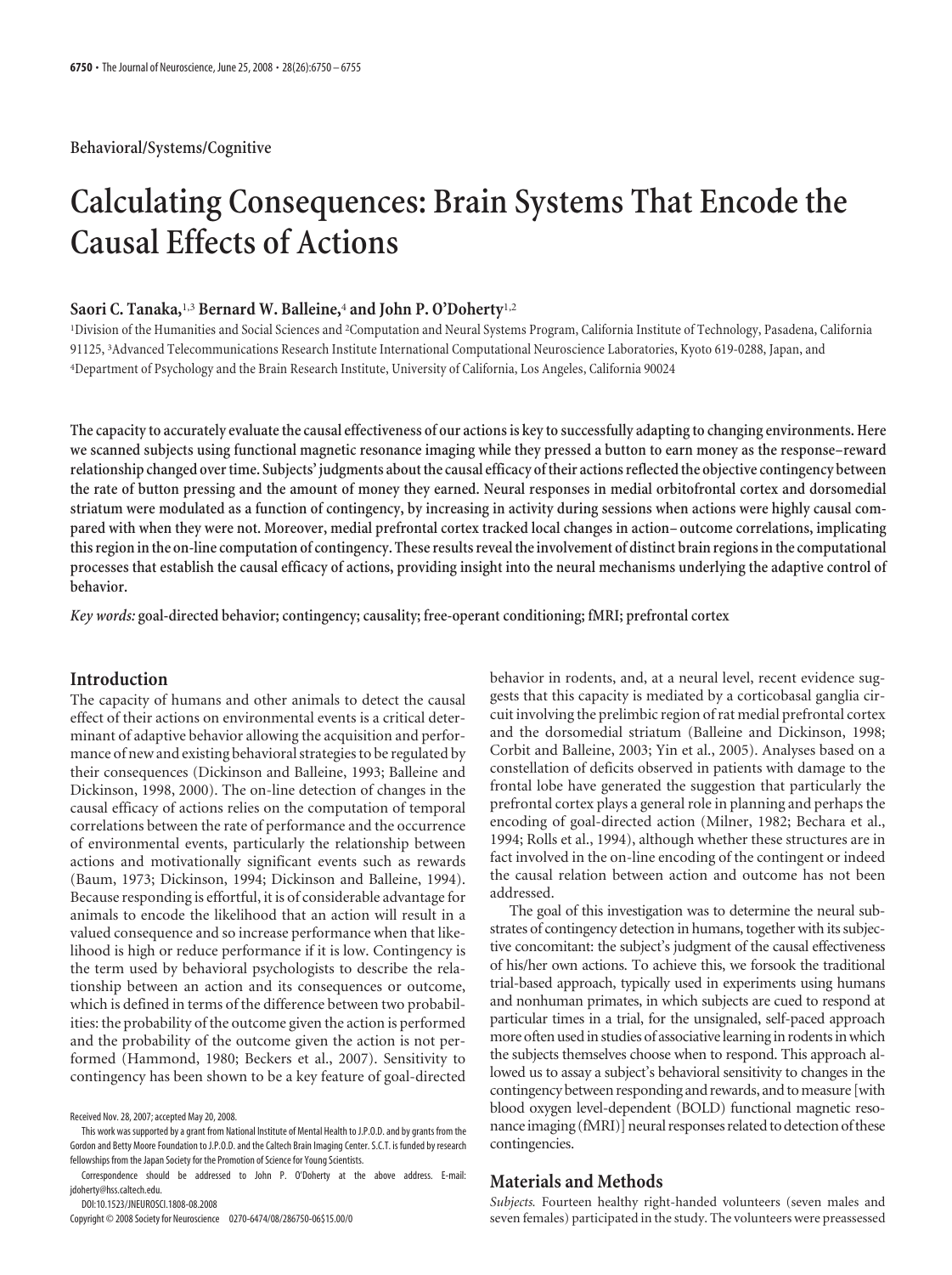Behavioral/Systems/Cognitive

# Calculating Consequences: Brain Systems That Encode the Causal Effects of Actions

**Saori C. Tanaka,[1,3] Bernard W. Balleine,[4] and John P. O'Doherty[1,2]**

[1]Division of the Humanities and Social Sciences and [2]Computation and Neural Systems Program, California Institute of Technology, Pasadena, California 91125, [3]Advanced Telecommunications Research Institute International Computational Neuroscience Laboratories, Kyoto 619-0288, Japan, and [4]Department of Psychology and the Brain Research Institute, University of California, Los Angeles, California 90024

**The capacity to accurately evaluate the causal effectiveness of our actions is key to successfully adapting to changing environments. Here we scanned subjects using functional magnetic resonance imaging while they pressed a button to earn money as the response–reward relationship changed over time. Subjects' judgments about the causal efficacy of their actions reflected the objective contingency between the rate of button pressing and the amount of money they earned. Neural responses in medial orbitofrontal cortex and dorsomedial striatum were modulated as a function of contingency, by increasing in activity during sessions when actions were highly causal compared with when they were not. Moreover, medial prefrontal cortex tracked local changes in action–outcome correlations, implicating this region in the on-line computation of contingency. These results reveal the involvement of distinct brain regions in the computational processes that establish the causal efficacy of actions, providing insight into the neural mechanisms underlying the adaptive control of behavior.**

*Key words:* **goal-directed behavior; contingency; causality; free-operant conditioning; fMRI; prefrontal cortex**

## Introduction

The capacity of humans and other animals to detect the causal effect of their actions on environmental events is a critical determinant of adaptive behavior allowing the acquisition and performance of new and existing behavioral strategies to be regulated by their consequences (Dickinson and Balleine, 1993; Balleine and Dickinson, 1998, 2000). The on-line detection of changes in the causal efficacy of actions relies on the computation of temporal correlations between the rate of performance and the occurrence of environmental events, particularly the relationship between actions and motivationally significant events such as rewards (Baum, 1973; Dickinson, 1994; Dickinson and Balleine, 1994). Because responding is effortful, it is of considerable advantage for animals to encode the likelihood that an action will result in a valued consequence and so increase performance when that likelihood is high or reduce performance if it is low. Contingency is the term used by behavioral psychologists to describe the relationship between an action and its consequences or outcome, which is defined in terms of the difference between two probabilities: the probability of the outcome given the action is performed and the probability of the outcome given the action is not performed (Hammond, 1980; Beckers et al., 2007). Sensitivity to contingency has been shown to be a key feature of goal-directed behavior in rodents, and, at a neural level, recent evidence suggests that this capacity is mediated by a corticobasal ganglia circuit involving the prelimbic region of rat medial prefrontal cortex and the dorsomedial striatum (Balleine and Dickinson, 1998; Corbit and Balleine, 2003; Yin et al., 2005). Analyses based on a constellation of deficits observed in patients with damage to the frontal lobe have generated the suggestion that particularly the prefrontal cortex plays a general role in planning and perhaps the encoding of goal-directed action (Milner, 1982; Bechara et al., 1994; Rolls et al., 1994), although whether these structures are in fact involved in the on-line encoding of the contingent or indeed the causal relation between action and outcome has not been addressed.

The goal of this investigation was to determine the neural substrates of contingency detection in humans, together with its subjective concomitant: the subject's judgment of the causal effectiveness of his/her own actions. To achieve this, we forsook the traditional trial-based approach, typically used in experiments using humans and nonhuman primates, in which subjects are cued to respond at particular times in a trial, for the unsignaled, self-paced approach more often used in studies of associative learning in rodents in which the subjects themselves choose when to respond. This approach allowed us to assay a subject's behavioral sensitivity to changes in the contingency between responding and rewards, and to measure [with blood oxygen level-dependent (BOLD) functional magnetic resonance imaging (fMRI)] neural responses related to detection of these contingencies.

## Materials and Methods

*Subjects.* Fourteen healthy right-handed volunteers (seven males and seven females) participated in the study. The volunteers were preassessed

Received Nov. 28, 2007; accepted May 20, 2008.

This work was supported by a grant from National Institute of Mental Health to J.P.O.D. and by grants from the Gordon and Betty Moore Foundation to J.P.O.D. and the Caltech Brain Imaging Center. S.C.T. is funded by research fellowships from the Japan Society for the Promotion of Science for Young Scientists.

Correspondence should be addressed to John P. O'Doherty at the above address. E-mail: jdoherty@hss.caltech.edu.

DOI:10.1523/JNEUROSCI.1808-08.2008

Copyright © 2008 Society for Neuroscience 0270-6474/08/286750-06$15.00/0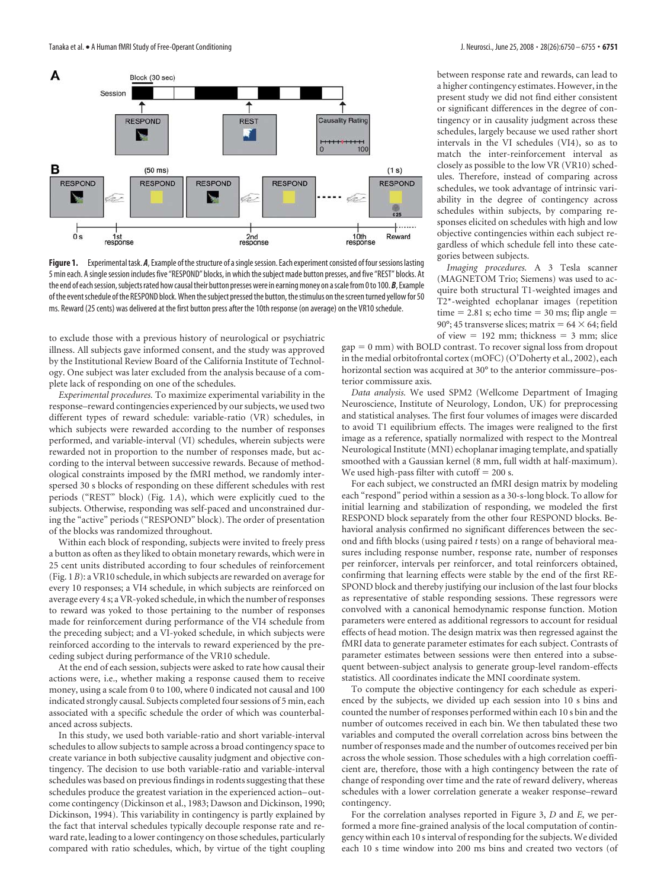**Figure 1.** Experimental task. ***A***, Example of the structure of a single session. Each experiment consisted of four sessions lasting 5 min each. A single session includes five "RESPOND" blocks, in which the subject made button presses, and five "REST" blocks. At the end of each session, subjects rated how causal their button presses were in earning money on a scale from 0 to 100. ***B***, Example of the event schedule of the RESPOND block. When the subject pressed the button, the stimulus on the screen turned yellow for 50 ms. Reward (25 cents) was delivered at the first button press after the 10th response (on average) on the VR10 schedule.

to exclude those with a previous history of neurological or psychiatric illness. All subjects gave informed consent, and the study was approved by the Institutional Review Board of the California Institute of Technology. One subject was later excluded from the analysis because of a complete lack of responding on one of the schedules.

*Experimental procedures.* To maximize experimental variability in the response–reward contingencies experienced by our subjects, we used two different types of reward schedule: variable-ratio (VR) schedules, in which subjects were rewarded according to the number of responses performed, and variable-interval (VI) schedules, wherein subjects were rewarded not in proportion to the number of responses made, but according to the interval between successive rewards. Because of methodological constraints imposed by the fMRI method, we randomly interspersed 30 s blocks of responding on these different schedules with rest periods ("REST" block) (Fig. 1*A*), which were explicitly cued to the subjects. Otherwise, responding was self-paced and unconstrained during the "active" periods ("RESPOND" block). The order of presentation of the blocks was randomized throughout.

Within each block of responding, subjects were invited to freely press a button as often as they liked to obtain monetary rewards, which were in 25 cent units distributed according to four schedules of reinforcement (Fig. 1*B*): a VR10 schedule, in which subjects are rewarded on average for every 10 responses; a VI4 schedule, in which subjects are reinforced on average every 4 s; a VR-yoked schedule, in which the number of responses to reward was yoked to those pertaining to the number of responses made for reinforcement during performance of the VI4 schedule from the preceding subject; and a VI-yoked schedule, in which subjects were reinforced according to the intervals to reward experienced by the preceding subject during performance of the VR10 schedule.

At the end of each session, subjects were asked to rate how causal their actions were, i.e., whether making a response caused them to receive money, using a scale from 0 to 100, where 0 indicated not causal and 100 indicated strongly causal. Subjects completed four sessions of 5 min, each associated with a specific schedule the order of which was counterbalanced across subjects.

In this study, we used both variable-ratio and short variable-interval schedules to allow subjects to sample across a broad contingency space to create variance in both subjective causality judgment and objective contingency. The decision to use both variable-ratio and variable-interval schedules was based on previous findings in rodents suggesting that these schedules produce the greatest variation in the experienced action–outcome contingency (Dickinson et al., 1983; Dawson and Dickinson, 1990; Dickinson, 1994). This variability in contingency is partly explained by the fact that interval schedules typically decouple response rate and reward rate, leading to a lower contingency on those schedules, particularly compared with ratio schedules, which, by virtue of the tight coupling between response rate and rewards, can lead to a higher contingency estimates. However, in the present study we did not find either consistent or significant differences in the degree of contingency or in causality judgment across these schedules, largely because we used rather short intervals in the VI schedules (VI4), so as to match the inter-reinforcement interval as closely as possible to the low VR (VR10) schedules. Therefore, instead of comparing across schedules, we took advantage of intrinsic variability in the degree of contingency across schedules within subjects, by comparing responses elicited on schedules with high and low objective contingencies within each subject regardless of which schedule fell into these categories between subjects.

*Imaging procedures.* A 3 Tesla scanner (MAGNETOM Trio; Siemens) was used to acquire both structural T1-weighted images and T2*-weighted echoplanar images (repetition time = 2.81 s; echo time = 30 ms; flip angle = 90°; 45 transverse slices; matrix = 64 × 64; field of view = 192 mm; thickness = 3 mm; slice gap = 0 mm) with BOLD contrast. To recover signal loss from dropout in the medial orbitofrontal cortex (mOFC) (O'Doherty et al., 2002), each horizontal section was acquired at 30° to the anterior commissure–posterior commissure axis.

*Data analysis.* We used SPM2 (Wellcome Department of Imaging Neuroscience, Institute of Neurology, London, UK) for preprocessing and statistical analyses. The first four volumes of images were discarded to avoid T1 equilibrium effects. The images were realigned to the first image as a reference, spatially normalized with respect to the Montreal Neurological Institute (MNI) echoplanar imaging template, and spatially smoothed with a Gaussian kernel (8 mm, full width at half-maximum). We used high-pass filter with cutoff = 200 s.

For each subject, we constructed an fMRI design matrix by modeling each "respond" period within a session as a 30-s-long block. To allow for initial learning and stabilization of responding, we modeled the first RESPOND block separately from the other four RESPOND blocks. Behavioral analysis confirmed no significant differences between the second and fifth blocks (using paired *t* tests) on a range of behavioral measures including response number, response rate, number of responses per reinforcer, intervals per reinforcer, and total reinforcers obtained, confirming that learning effects were stable by the end of the first RESPOND block and thereby justifying our inclusion of the last four blocks as representative of stable responding sessions. These regressors were convolved with a canonical hemodynamic response function. Motion parameters were entered as additional regressors to account for residual effects of head motion. The design matrix was then regressed against the fMRI data to generate parameter estimates for each subject. Contrasts of parameter estimates between sessions were then entered into a subsequent between-subject analysis to generate group-level random-effects statistics. All coordinates indicate the MNI coordinate system.

To compute the objective contingency for each schedule as experienced by the subjects, we divided up each session into 10 s bins and counted the number of responses performed within each 10 s bin and the number of outcomes received in each bin. We then tabulated these two variables and computed the overall correlation across bins between the number of responses made and the number of outcomes received per bin across the whole session. Those schedules with a high correlation coefficient are, therefore, those with a high contingency between the rate of change of responding over time and the rate of reward delivery, whereas schedules with a lower correlation generate a weaker response–reward contingency.

For the correlation analyses reported in Figure 3, *D* and *E*, we performed a more fine-grained analysis of the local computation of contingency within each 10 s interval of responding for the subjects. We divided each 10 s time window into 200 ms bins and created two vectors (of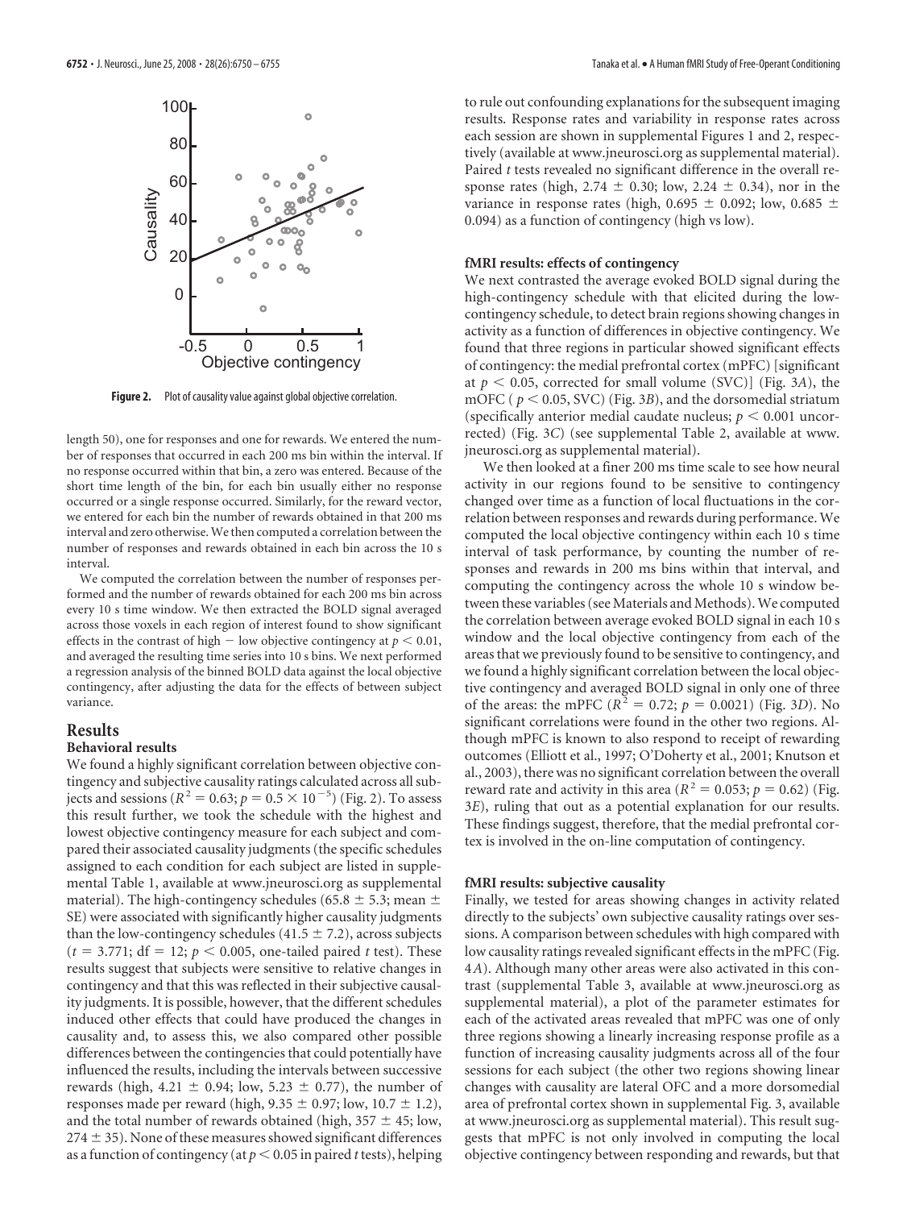Figure 2. Plot of causality value against global objective correlation.

length 50), one for responses and one for rewards. We entered the number of responses that occurred in each 200 ms bin within the interval. If no response occurred within that bin, a zero was entered. Because of the short time length of the bin, for each bin usually either no response occurred or a single response occurred. Similarly, for the reward vector, we entered for each bin the number of rewards obtained in that 200 ms interval and zero otherwise. We then computed a correlation between the number of responses and rewards obtained in each bin across the 10 s interval.

We computed the correlation between the number of responses performed and the number of rewards obtained for each 200 ms bin across every 10 s time window. We then extracted the BOLD signal averaged across those voxels in each region of interest found to show significant effects in the contrast of high − low objective contingency at $p < 0.01$, and averaged the resulting time series into 10 s bins. We next performed a regression analysis of the binned BOLD data against the local objective contingency, after adjusting the data for the effects of between subject variance.

## Results

### Behavioral results

We found a highly significant correlation between objective contingency and subjective causality ratings calculated across all subjects and sessions ($R^2 = 0.63$; $p = 0.5 \times 10^{-5}$) (Fig. 2). To assess this result further, we took the schedule with the highest and lowest objective contingency measure for each subject and compared their associated causality judgments (the specific schedules assigned to each condition for each subject are listed in supplemental Table 1, available at www.jneurosci.org as supplemental material). The high-contingency schedules (65.8 ± 5.3; mean ± SE) were associated with significantly higher causality judgments than the low-contingency schedules (41.5 ± 7.2), across subjects ($t = 3.771$; df = 12; $p < 0.005$, one-tailed paired $t$ test). These results suggest that subjects were sensitive to relative changes in contingency and that this was reflected in their subjective causality judgments. It is possible, however, that the different schedules induced other effects that could have produced the changes in causality and, to assess this, we also compared other possible differences between the contingencies that could potentially have influenced the results, including the intervals between successive rewards (high, 4.21 ± 0.94; low, 5.23 ± 0.77), the number of responses made per reward (high, 9.35 ± 0.97; low, 10.7 ± 1.2), and the total number of rewards obtained (high, 357 ± 45; low, 274 ± 35). None of these measures showed significant differences as a function of contingency (at $p < 0.05$ in paired $t$ tests), helping to rule out confounding explanations for the subsequent imaging results. Response rates and variability in response rates across each session are shown in supplemental Figures 1 and 2, respectively (available at www.jneurosci.org as supplemental material). Paired $t$ tests revealed no significant difference in the overall response rates (high, 2.74 ± 0.30; low, 2.24 ± 0.34), nor in the variance in response rates (high, 0.695 ± 0.092; low, 0.685 ± 0.094) as a function of contingency (high vs low).

### fMRI results: effects of contingency

We next contrasted the average evoked BOLD signal during the high-contingency schedule with that elicited during the low-contingency schedule, to detect brain regions showing changes in activity as a function of differences in objective contingency. We found that three regions in particular showed significant effects of contingency: the medial prefrontal cortex (mPFC) [significant at $p < 0.05$, corrected for small volume (SVC)] (Fig. 3*A*), the mOFC ($p < 0.05$, SVC) (Fig. 3*B*), and the dorsomedial striatum (specifically anterior medial caudate nucleus; $p < 0.001$ uncorrected) (Fig. 3*C*) (see supplemental Table 2, available at www.jneurosci.org as supplemental material).

We then looked at a finer 200 ms time scale to see how neural activity in our regions found to be sensitive to contingency changed over time as a function of local fluctuations in the correlation between responses and rewards during performance. We computed the local objective contingency within each 10 s time interval of task performance, by counting the number of responses and rewards in 200 ms bins within that interval, and computing the contingency across the whole 10 s window between these variables (see Materials and Methods). We computed the correlation between average evoked BOLD signal in each 10 s window and the local objective contingency from each of the areas that we previously found to be sensitive to contingency, and we found a highly significant correlation between the local objective contingency and averaged BOLD signal in only one of three of the areas: the mPFC ($R^2 = 0.72$; $p = 0.0021$) (Fig. 3*D*). No significant correlations were found in the other two regions. Although mPFC is known to also respond to receipt of rewarding outcomes (Elliott et al., 1997; O'Doherty et al., 2001; Knutson et al., 2003), there was no significant correlation between the overall reward rate and activity in this area ($R^2 = 0.053$; $p = 0.62$) (Fig. 3*E*), ruling that out as a potential explanation for our results. These findings suggest, therefore, that the medial prefrontal cortex is involved in the on-line computation of contingency.

### fMRI results: subjective causality

Finally, we tested for areas showing changes in activity related directly to the subjects' own subjective causality ratings over sessions. A comparison between schedules with high compared with low causality ratings revealed significant effects in the mPFC (Fig. 4*A*). Although many other areas were also activated in this contrast (supplemental Table 3, available at www.jneurosci.org as supplemental material), a plot of the parameter estimates for each of the activated areas revealed that mPFC was one of only three regions showing a linearly increasing response profile as a function of increasing causality judgments across all of the four sessions for each subject (the other two regions showing linear changes with causality are lateral OFC and a more dorsomedial area of prefrontal cortex shown in supplemental Fig. 3, available at www.jneurosci.org as supplemental material). This result suggests that mPFC is not only involved in computing the local objective contingency between responding and rewards, but that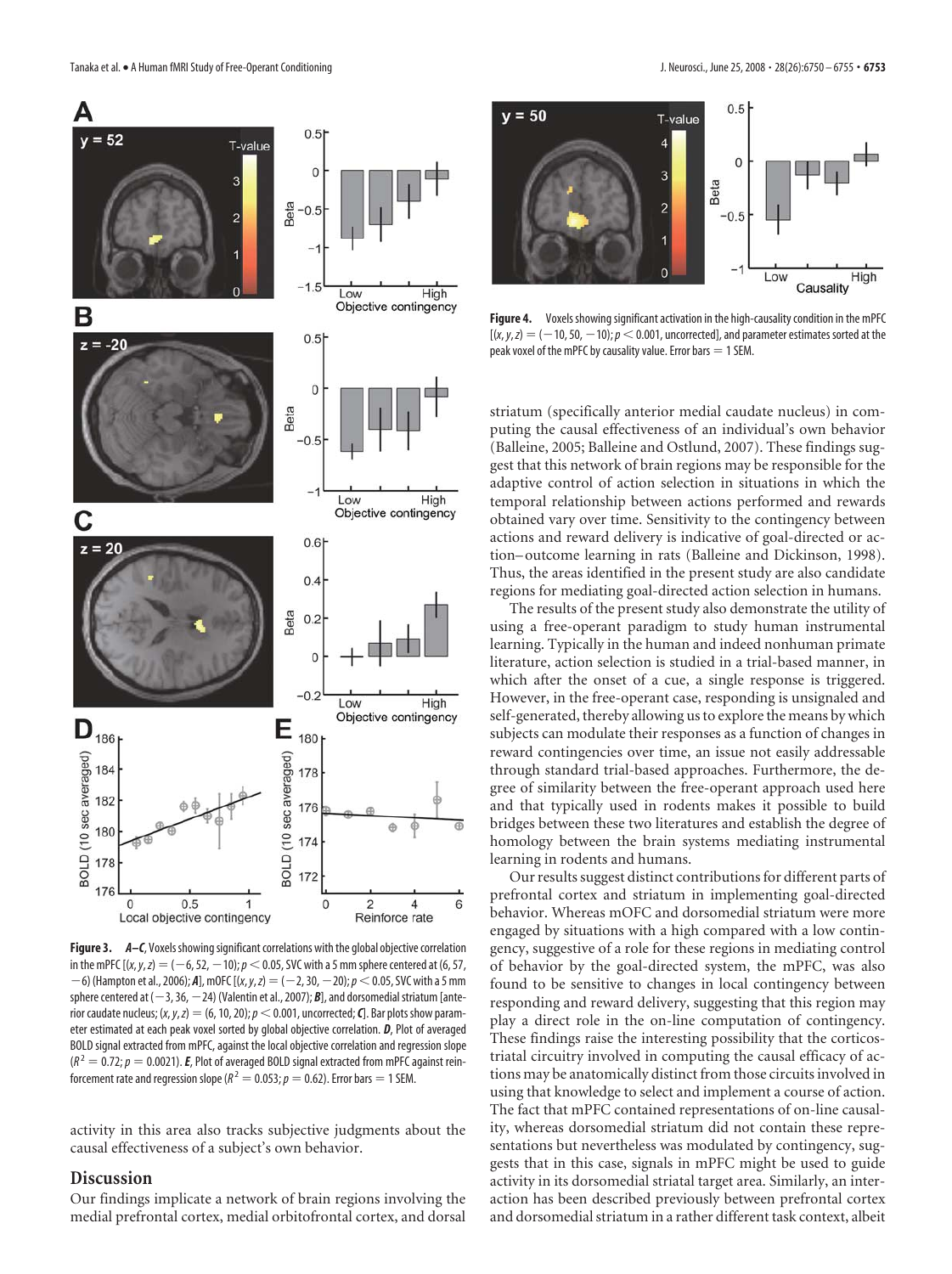**Figure 3.** ***A–C***, Voxels showing significant correlations with the global objective correlation in the mPFC [(*x*, *y*, *z*) = (−6, 52, −10); $p < 0.05$, SVC with a 5 mm sphere centered at (6, 57, −6) (Hampton et al., 2006); ***A***], mOFC [(*x*, *y*, *z*) = (−2, 30, −20); $p < 0.05$, SVC with a 5 mm sphere centered at (−3, 36, −24) (Valentin et al., 2007); ***B***], and dorsomedial striatum [anterior caudate nucleus; (*x*, *y*, *z*) = (6, 10, 20); $p < 0.001$, uncorrected; ***C***]. Bar plots show parameter estimated at each peak voxel sorted by global objective correlation. ***D***, Plot of averaged BOLD signal extracted from mPFC, against the local objective correlation and regression slope ($R^2 = 0.72$; $p = 0.0021$). ***E***, Plot of averaged BOLD signal extracted from mPFC against reinforcement rate and regression slope ($R^2 = 0.053$; $p = 0.62$). Error bars = 1 SEM.

**Figure 4.** Voxels showing significant activation in the high-causality condition in the mPFC [(*x*, *y*, *z*) = (−10, 50, −10); $p < 0.001$, uncorrected], and parameter estimates sorted at the peak voxel of the mPFC by causality value. Error bars = 1 SEM.

activity in this area also tracks subjective judgments about the causal effectiveness of a subject's own behavior.

## Discussion

Our findings implicate a network of brain regions involving the medial prefrontal cortex, medial orbitofrontal cortex, and dorsal striatum (specifically anterior medial caudate nucleus) in computing the causal effectiveness of an individual's own behavior (Balleine, 2005; Balleine and Ostlund, 2007). These findings suggest that this network of brain regions may be responsible for the adaptive control of action selection in situations in which the temporal relationship between actions performed and rewards obtained vary over time. Sensitivity to the contingency between actions and reward delivery is indicative of goal-directed or action–outcome learning in rats (Balleine and Dickinson, 1998). Thus, the areas identified in the present study are also candidate regions for mediating goal-directed action selection in humans.

The results of the present study also demonstrate the utility of using a free-operant paradigm to study human instrumental learning. Typically in the human and indeed nonhuman primate literature, action selection is studied in a trial-based manner, in which after the onset of a cue, a single response is triggered. However, in the free-operant case, responding is unsignaled and self-generated, thereby allowing us to explore the means by which subjects can modulate their responses as a function of changes in reward contingencies over time, an issue not easily addressable through standard trial-based approaches. Furthermore, the degree of similarity between the free-operant approach used here and that typically used in rodents makes it possible to build bridges between these two literatures and establish the degree of homology between the brain systems mediating instrumental learning in rodents and humans.

Our results suggest distinct contributions for different parts of prefrontal cortex and striatum in implementing goal-directed behavior. Whereas mOFC and dorsomedial striatum were more engaged by situations with a high compared with a low contingency, suggestive of a role for these regions in mediating control of behavior by the goal-directed system, the mPFC, was also found to be sensitive to changes in local contingency between responding and reward delivery, suggesting that this region may play a direct role in the on-line computation of contingency. These findings raise the interesting possibility that the corticostriatal circuitry involved in computing the causal efficacy of actions may be anatomically distinct from those circuits involved in using that knowledge to select and implement a course of action. The fact that mPFC contained representations of on-line causality, whereas dorsomedial striatum did not contain these representations but nevertheless was modulated by contingency, suggests that in this case, signals in mPFC might be used to guide activity in its dorsomedial striatal target area. Similarly, an interaction has been described previously between prefrontal cortex and dorsomedial striatum in a rather different task context, albeit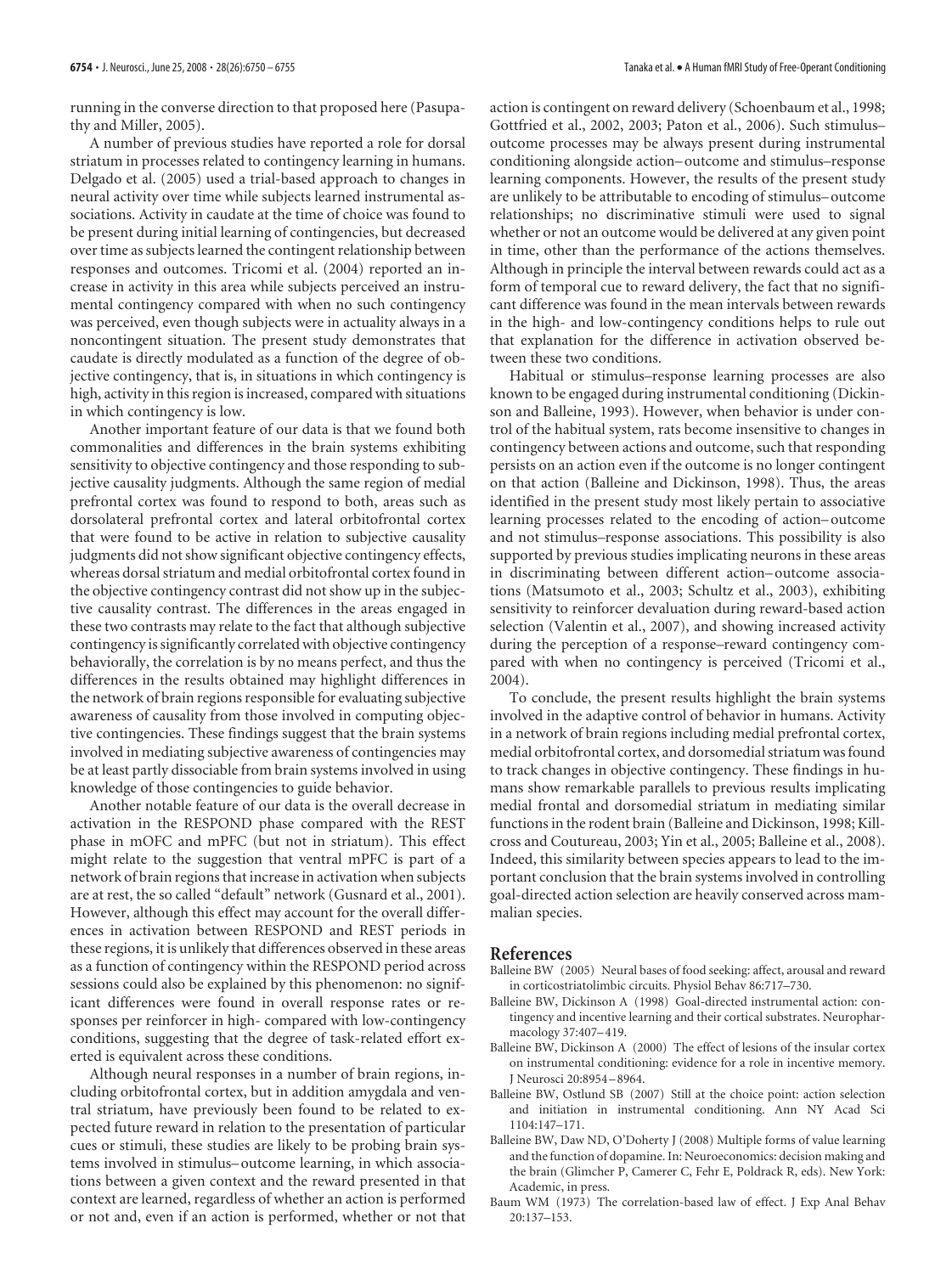running in the converse direction to that proposed here (Pasupathy and Miller, 2005).

A number of previous studies have reported a role for dorsal striatum in processes related to contingency learning in humans. Delgado et al. (2005) used a trial-based approach to changes in neural activity over time while subjects learned instrumental associations. Activity in caudate at the time of choice was found to be present during initial learning of contingencies, but decreased over time as subjects learned the contingent relationship between responses and outcomes. Tricomi et al. (2004) reported an increase in activity in this area while subjects perceived an instrumental contingency compared with when no such contingency was perceived, even though subjects were in actuality always in a noncontingent situation. The present study demonstrates that caudate is directly modulated as a function of the degree of objective contingency, that is, in situations in which contingency is high, activity in this region is increased, compared with situations in which contingency is low.

Another important feature of our data is that we found both commonalities and differences in the brain systems exhibiting sensitivity to objective contingency and those responding to subjective causality judgments. Although the same region of medial prefrontal cortex was found to respond to both, areas such as dorsolateral prefrontal cortex and lateral orbitofrontal cortex that were found to be active in relation to subjective causality judgments did not show significant objective contingency effects, whereas dorsal striatum and medial orbitofrontal cortex found in the objective contingency contrast did not show up in the subjective causality contrast. The differences in the areas engaged in these two contrasts may relate to the fact that although subjective contingency is significantly correlated with objective contingency behaviorally, the correlation is by no means perfect, and thus the differences in the results obtained may highlight differences in the network of brain regions responsible for evaluating subjective awareness of causality from those involved in computing objective contingencies. These findings suggest that the brain systems involved in mediating subjective awareness of contingencies may be at least partly dissociable from brain systems involved in using knowledge of those contingencies to guide behavior.

Another notable feature of our data is the overall decrease in activation in the RESPOND phase compared with the REST phase in mOFC and mPFC (but not in striatum). This effect might relate to the suggestion that ventral mPFC is part of a network of brain regions that increase in activation when subjects are at rest, the so called "default" network (Gusnard et al., 2001). However, although this effect may account for the overall differences in activation between RESPOND and REST periods in these regions, it is unlikely that differences observed in these areas as a function of contingency within the RESPOND period across sessions could also be explained by this phenomenon: no significant differences were found in overall response rates or responses per reinforcer in high- compared with low-contingency conditions, suggesting that the degree of task-related effort exerted is equivalent across these conditions.

Although neural responses in a number of brain regions, including orbitofrontal cortex, but in addition amygdala and ventral striatum, have previously been found to be related to expected future reward in relation to the presentation of particular cues or stimuli, these studies are likely to be probing brain systems involved in stimulus–outcome learning, in which associations between a given context and the reward presented in that context are learned, regardless of whether an action is performed or not and, even if an action is performed, whether or not that action is contingent on reward delivery (Schoenbaum et al., 1998; Gottfried et al., 2002, 2003; Paton et al., 2006). Such stimulus–outcome processes may be always present during instrumental conditioning alongside action–outcome and stimulus–response learning components. However, the results of the present study are unlikely to be attributable to encoding of stimulus–outcome relationships; no discriminative stimuli were used to signal whether or not an outcome would be delivered at any given point in time, other than the performance of the actions themselves. Although in principle the interval between rewards could act as a form of temporal cue to reward delivery, the fact that no significant difference was found in the mean intervals between rewards in the high- and low-contingency conditions helps to rule out that explanation for the difference in activation observed between these two conditions.

Habitual or stimulus–response learning processes are also known to be engaged during instrumental conditioning (Dickinson and Balleine, 1993). However, when behavior is under control of the habitual system, rats become insensitive to changes in contingency between actions and outcome, such that responding persists on an action even if the outcome is no longer contingent on that action (Balleine and Dickinson, 1998). Thus, the areas identified in the present study most likely pertain to associative learning processes related to the encoding of action–outcome and not stimulus–response associations. This possibility is also supported by previous studies implicating neurons in these areas in discriminating between different action–outcome associations (Matsumoto et al., 2003; Schultz et al., 2003), exhibiting sensitivity to reinforcer devaluation during reward-based action selection (Valentin et al., 2007), and showing increased activity during the perception of a response–reward contingency compared with when no contingency is perceived (Tricomi et al., 2004).

To conclude, the present results highlight the brain systems involved in the adaptive control of behavior in humans. Activity in a network of brain regions including medial prefrontal cortex, medial orbitofrontal cortex, and dorsomedial striatum was found to track changes in objective contingency. These findings in humans show remarkable parallels to previous results implicating medial frontal and dorsomedial striatum in mediating similar functions in the rodent brain (Balleine and Dickinson, 1998; Killcross and Coutureau, 2003; Yin et al., 2005; Balleine et al., 2008). Indeed, this similarity between species appears to lead to the important conclusion that the brain systems involved in controlling goal-directed action selection are heavily conserved across mammalian species.

## References

Balleine BW (2005) Neural bases of food seeking: affect, arousal and reward in corticostriatolimbic circuits. Physiol Behav 86:717–730.

Balleine BW, Dickinson A (1998) Goal-directed instrumental action: contingency and incentive learning and their cortical substrates. Neuropharmacology 37:407–419.

Balleine BW, Dickinson A (2000) The effect of lesions of the insular cortex on instrumental conditioning: evidence for a role in incentive memory. J Neurosci 20:8954–8964.

Balleine BW, Ostlund SB (2007) Still at the choice point: action selection and initiation in instrumental conditioning. Ann NY Acad Sci 1104:147–171.

Balleine BW, Daw ND, O'Doherty J (2008) Multiple forms of value learning and the function of dopamine. In: Neuroeconomics: decision making and the brain (Glimcher P, Camerer C, Fehr E, Poldrack R, eds). New York: Academic, in press.

Baum WM (1973) The correlation-based law of effect. J Exp Anal Behav 20:137–153.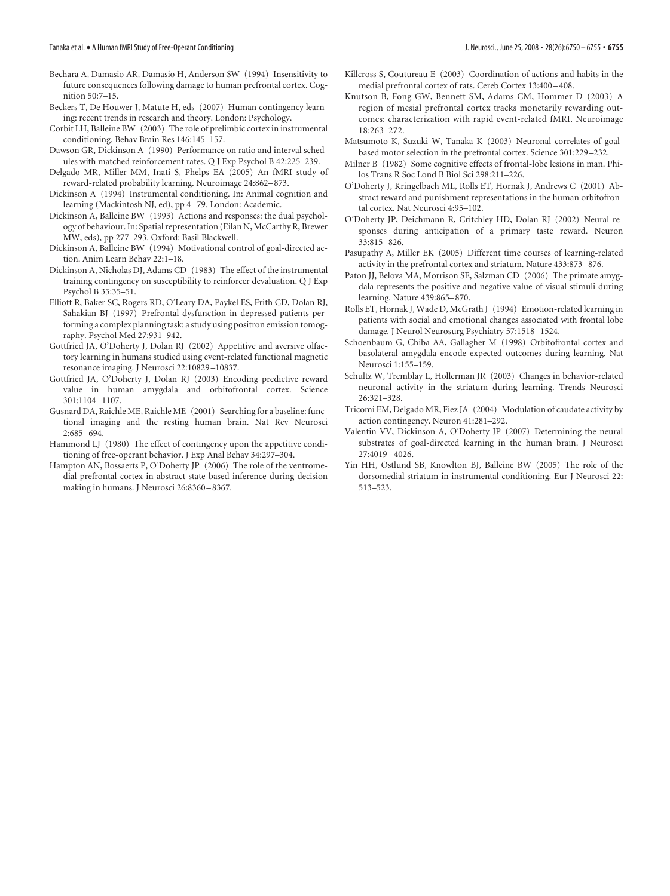Bechara A, Damasio AR, Damasio H, Anderson SW (1994) Insensitivity to future consequences following damage to human prefrontal cortex. Cognition 50:7–15.

Beckers T, De Houwer J, Matute H, eds (2007) Human contingency learning: recent trends in research and theory. London: Psychology.

Corbit LH, Balleine BW (2003) The role of prelimbic cortex in instrumental conditioning. Behav Brain Res 146:145–157.

Dawson GR, Dickinson A (1990) Performance on ratio and interval schedules with matched reinforcement rates. Q J Exp Psychol B 42:225–239.

Delgado MR, Miller MM, Inati S, Phelps EA (2005) An fMRI study of reward-related probability learning. Neuroimage 24:862–873.

Dickinson A (1994) Instrumental conditioning. In: Animal cognition and learning (Mackintosh NJ, ed), pp 4–79. London: Academic.

Dickinson A, Balleine BW (1993) Actions and responses: the dual psychology of behaviour. In: Spatial representation (Eilan N, McCarthy R, Brewer MW, eds), pp 277–293. Oxford: Basil Blackwell.

Dickinson A, Balleine BW (1994) Motivational control of goal-directed action. Anim Learn Behav 22:1–18.

Dickinson A, Nicholas DJ, Adams CD (1983) The effect of the instrumental training contingency on susceptibility to reinforcer devaluation. Q J Exp Psychol B 35:35–51.

Elliott R, Baker SC, Rogers RD, O'Leary DA, Paykel ES, Frith CD, Dolan RJ, Sahakian BJ (1997) Prefrontal dysfunction in depressed patients performing a complex planning task: a study using positron emission tomography. Psychol Med 27:931–942.

Gottfried JA, O'Doherty J, Dolan RJ (2002) Appetitive and aversive olfactory learning in humans studied using event-related functional magnetic resonance imaging. J Neurosci 22:10829–10837.

Gottfried JA, O'Doherty J, Dolan RJ (2003) Encoding predictive reward value in human amygdala and orbitofrontal cortex. Science 301:1104–1107.

Gusnard DA, Raichle ME, Raichle ME (2001) Searching for a baseline: functional imaging and the resting human brain. Nat Rev Neurosci 2:685–694.

Hammond LJ (1980) The effect of contingency upon the appetitive conditioning of free-operant behavior. J Exp Anal Behav 34:297–304.

Hampton AN, Bossaerts P, O'Doherty JP (2006) The role of the ventromedial prefrontal cortex in abstract state-based inference during decision making in humans. J Neurosci 26:8360–8367.

Killcross S, Coutureau E (2003) Coordination of actions and habits in the medial prefrontal cortex of rats. Cereb Cortex 13:400–408.

Knutson B, Fong GW, Bennett SM, Adams CM, Hommer D (2003) A region of mesial prefrontal cortex tracks monetarily rewarding outcomes: characterization with rapid event-related fMRI. Neuroimage 18:263–272.

Matsumoto K, Suzuki W, Tanaka K (2003) Neuronal correlates of goal-based motor selection in the prefrontal cortex. Science 301:229–232.

Milner B (1982) Some cognitive effects of frontal-lobe lesions in man. Philos Trans R Soc Lond B Biol Sci 298:211–226.

O'Doherty J, Kringelbach ML, Rolls ET, Hornak J, Andrews C (2001) Abstract reward and punishment representations in the human orbitofrontal cortex. Nat Neurosci 4:95–102.

O'Doherty JP, Deichmann R, Critchley HD, Dolan RJ (2002) Neural responses during anticipation of a primary taste reward. Neuron 33:815–826.

Pasupathy A, Miller EK (2005) Different time courses of learning-related activity in the prefrontal cortex and striatum. Nature 433:873–876.

Paton JJ, Belova MA, Morrison SE, Salzman CD (2006) The primate amygdala represents the positive and negative value of visual stimuli during learning. Nature 439:865–870.

Rolls ET, Hornak J, Wade D, McGrath J (1994) Emotion-related learning in patients with social and emotional changes associated with frontal lobe damage. J Neurol Neurosurg Psychiatry 57:1518–1524.

Schoenbaum G, Chiba AA, Gallagher M (1998) Orbitofrontal cortex and basolateral amygdala encode expected outcomes during learning. Nat Neurosci 1:155–159.

Schultz W, Tremblay L, Hollerman JR (2003) Changes in behavior-related neuronal activity in the striatum during learning. Trends Neurosci 26:321–328.

Tricomi EM, Delgado MR, Fiez JA (2004) Modulation of caudate activity by action contingency. Neuron 41:281–292.

Valentin VV, Dickinson A, O'Doherty JP (2007) Determining the neural substrates of goal-directed learning in the human brain. J Neurosci 27:4019–4026.

Yin HH, Ostlund SB, Knowlton BJ, Balleine BW (2005) The role of the dorsomedial striatum in instrumental conditioning. Eur J Neurosci 22: 513–523.